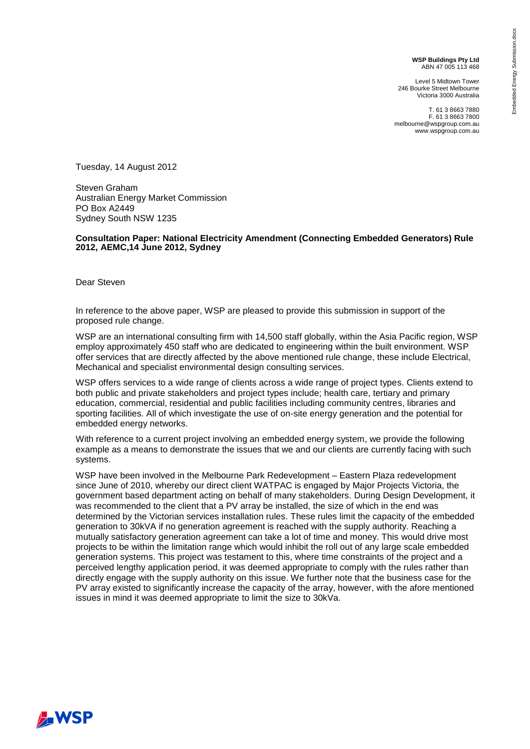**WSP Buildings Pty Ltd**
ABN 47 005 113 468

Level 5 Midtown Tower
246 Bourke Street Melbourne
Victoria 3000 Australia

T. 61 3 8663 7880
F. 61 3 8663 7800
melbourne@wspgroup.com.au
www.wspgroup.com.au

Tuesday, 14 August 2012

Steven Graham
Australian Energy Market Commission
PO Box A2449
Sydney South NSW 1235

**Consultation Paper: National Electricity Amendment (Connecting Embedded Generators) Rule 2012, AEMC,14 June 2012, Sydney**

Dear Steven

In reference to the above paper, WSP are pleased to provide this submission in support of the proposed rule change.

WSP are an international consulting firm with 14,500 staff globally, within the Asia Pacific region, WSP employ approximately 450 staff who are dedicated to engineering within the built environment. WSP offer services that are directly affected by the above mentioned rule change, these include Electrical, Mechanical and specialist environmental design consulting services.

WSP offers services to a wide range of clients across a wide range of project types. Clients extend to both public and private stakeholders and project types include; health care, tertiary and primary education, commercial, residential and public facilities including community centres, libraries and sporting facilities. All of which investigate the use of on-site energy generation and the potential for embedded energy networks.

With reference to a current project involving an embedded energy system, we provide the following example as a means to demonstrate the issues that we and our clients are currently facing with such systems.

WSP have been involved in the Melbourne Park Redevelopment – Eastern Plaza redevelopment since June of 2010, whereby our direct client WATPAC is engaged by Major Projects Victoria, the government based department acting on behalf of many stakeholders. During Design Development, it was recommended to the client that a PV array be installed, the size of which in the end was determined by the Victorian services installation rules. These rules limit the capacity of the embedded generation to 30kVA if no generation agreement is reached with the supply authority. Reaching a mutually satisfactory generation agreement can take a lot of time and money. This would drive most projects to be within the limitation range which would inhibit the roll out of any large scale embedded generation systems. This project was testament to this, where time constraints of the project and a perceived lengthy application period, it was deemed appropriate to comply with the rules rather than directly engage with the supply authority on this issue. We further note that the business case for the PV array existed to significantly increase the capacity of the array, however, with the afore mentioned issues in mind it was deemed appropriate to limit the size to 30kVa.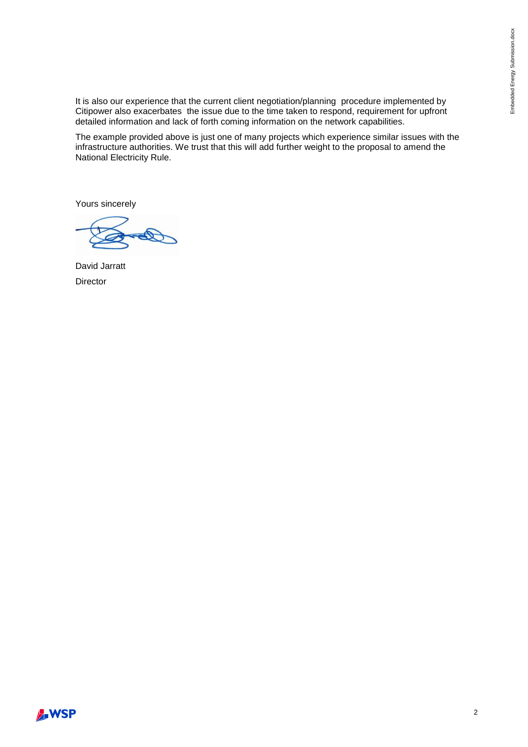It is also our experience that the current client negotiation/planning  procedure implemented by Citipower also exacerbates  the issue due to the time taken to respond, requirement for upfront detailed information and lack of forth coming information on the network capabilities.

The example provided above is just one of many projects which experience similar issues with the infrastructure authorities. We trust that this will add further weight to the proposal to amend the National Electricity Rule.

Yours sincerely

David Jarratt

Director